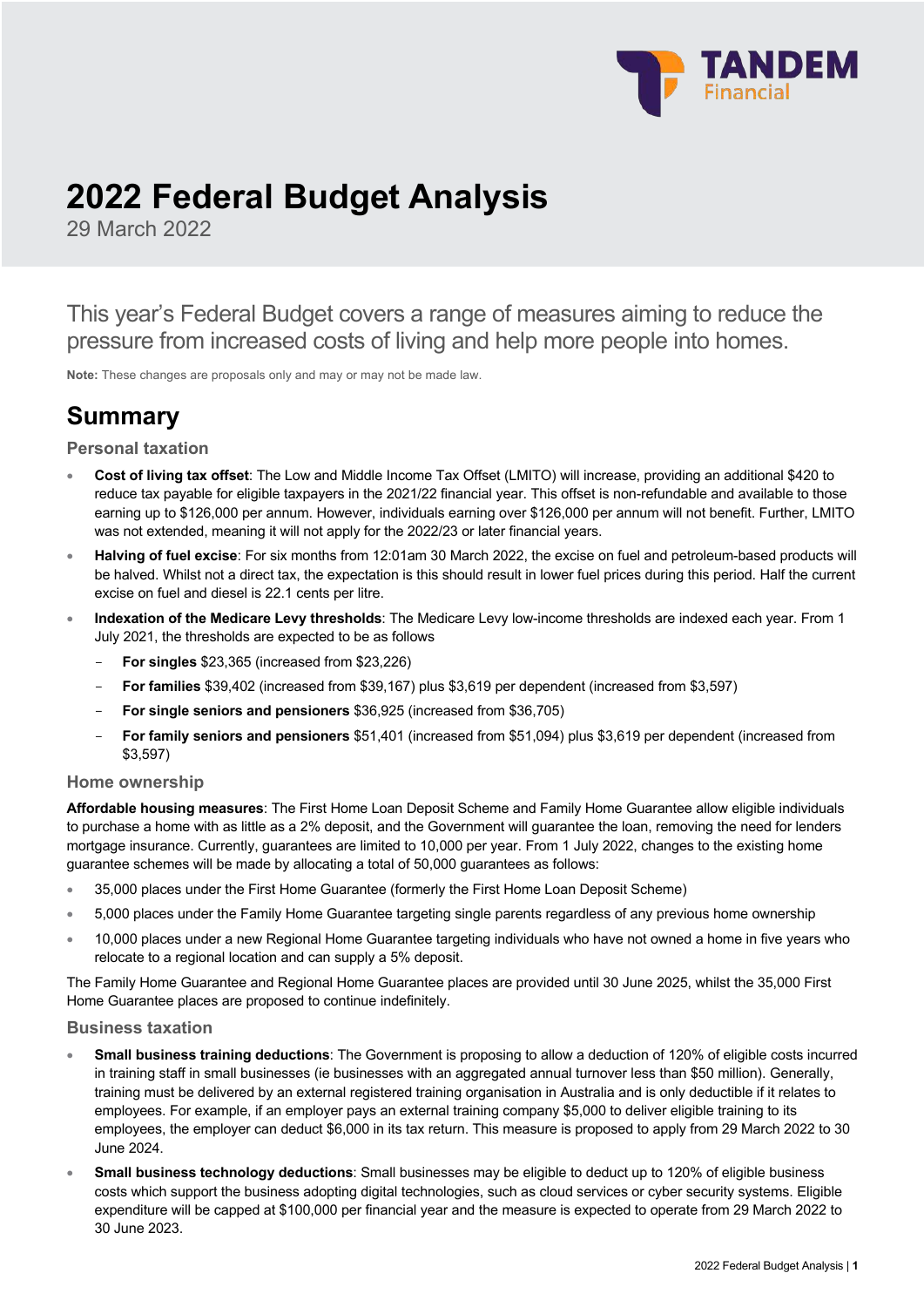# 2022 Federal Budget Analysis

29 March 2022

This year's Federal Budget covers a range of measures aiming to reduce the pressure from increased costs of living and help more people into homes.

**Note:** These changes are proposals only and may or may not be made law.

## Summary

### Personal taxation

- **Cost of living tax offset**: The Low and Middle Income Tax Offset (LMITO) will increase, providing an additional $420 to reduce tax payable for eligible taxpayers in the 2021/22 financial year. This offset is non-refundable and available to those earning up to $126,000 per annum. However, individuals earning over $126,000 per annum will not benefit. Further, LMITO was not extended, meaning it will not apply for the 2022/23 or later financial years.
- **Halving of fuel excise**: For six months from 12:01am 30 March 2022, the excise on fuel and petroleum-based products will be halved. Whilst not a direct tax, the expectation is this should result in lower fuel prices during this period. Half the current excise on fuel and diesel is 22.1 cents per litre.
- **Indexation of the Medicare Levy thresholds**: The Medicare Levy low-income thresholds are indexed each year. From 1 July 2021, the thresholds are expected to be as follows
  - **For singles** $23,365 (increased from $23,226)
  - **For families** $39,402 (increased from $39,167) plus $3,619 per dependent (increased from $3,597)
  - **For single seniors and pensioners** $36,925 (increased from $36,705)
  - **For family seniors and pensioners** $51,401 (increased from $51,094) plus $3,619 per dependent (increased from $3,597)

### Home ownership

**Affordable housing measures**: The First Home Loan Deposit Scheme and Family Home Guarantee allow eligible individuals to purchase a home with as little as a 2% deposit, and the Government will guarantee the loan, removing the need for lenders mortgage insurance. Currently, guarantees are limited to 10,000 per year. From 1 July 2022, changes to the existing home guarantee schemes will be made by allocating a total of 50,000 guarantees as follows:

- 35,000 places under the First Home Guarantee (formerly the First Home Loan Deposit Scheme)
- 5,000 places under the Family Home Guarantee targeting single parents regardless of any previous home ownership
- 10,000 places under a new Regional Home Guarantee targeting individuals who have not owned a home in five years who relocate to a regional location and can supply a 5% deposit.

The Family Home Guarantee and Regional Home Guarantee places are provided until 30 June 2025, whilst the 35,000 First Home Guarantee places are proposed to continue indefinitely.

### Business taxation

- **Small business training deductions**: The Government is proposing to allow a deduction of 120% of eligible costs incurred in training staff in small businesses (ie businesses with an aggregated annual turnover less than $50 million). Generally, training must be delivered by an external registered training organisation in Australia and is only deductible if it relates to employees. For example, if an employer pays an external training company $5,000 to deliver eligible training to its employees, the employer can deduct $6,000 in its tax return. This measure is proposed to apply from 29 March 2022 to 30 June 2024.
- **Small business technology deductions**: Small businesses may be eligible to deduct up to 120% of eligible business costs which support the business adopting digital technologies, such as cloud services or cyber security systems. Eligible expenditure will be capped at $100,000 per financial year and the measure is expected to operate from 29 March 2022 to 30 June 2023.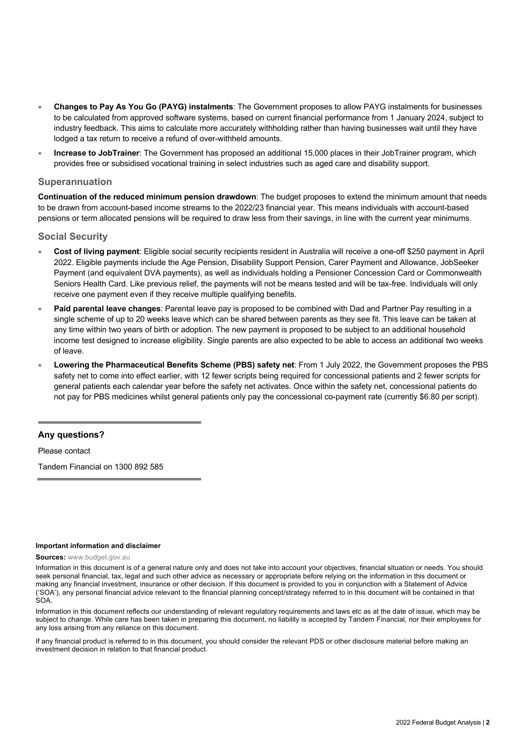- **Changes to Pay As You Go (PAYG) instalments**: The Government proposes to allow PAYG instalments for businesses to be calculated from approved software systems, based on current financial performance from 1 January 2024, subject to industry feedback. This aims to calculate more accurately withholding rather than having businesses wait until they have lodged a tax return to receive a refund of over-withheld amounts.
- **Increase to JobTrainer**: The Government has proposed an additional 15,000 places in their JobTrainer program, which provides free or subsidised vocational training in select industries such as aged care and disability support.

## Superannuation

**Continuation of the reduced minimum pension drawdown**: The budget proposes to extend the minimum amount that needs to be drawn from account-based income streams to the 2022/23 financial year. This means individuals with account-based pensions or term allocated pensions will be required to draw less from their savings, in line with the current year minimums.

## Social Security

- **Cost of living payment**: Eligible social security recipients resident in Australia will receive a one-off $250 payment in April 2022. Eligible payments include the Age Pension, Disability Support Pension, Carer Payment and Allowance, JobSeeker Payment (and equivalent DVA payments), as well as individuals holding a Pensioner Concession Card or Commonwealth Seniors Health Card. Like previous relief, the payments will not be means tested and will be tax-free. Individuals will only receive one payment even if they receive multiple qualifying benefits.
- **Paid parental leave changes**: Parental leave pay is proposed to be combined with Dad and Partner Pay resulting in a single scheme of up to 20 weeks leave which can be shared between parents as they see fit. This leave can be taken at any time within two years of birth or adoption. The new payment is proposed to be subject to an additional household income test designed to increase eligibility. Single parents are also expected to be able to access an additional two weeks of leave.
- **Lowering the Pharmaceutical Benefits Scheme (PBS) safety net**: From 1 July 2022, the Government proposes the PBS safety net to come into effect earlier, with 12 fewer scripts being required for concessional patients and 2 fewer scripts for general patients each calendar year before the safety net activates. Once within the safety net, concessional patients do not pay for PBS medicines whilst general patients only pay the concessional co-payment rate (currently $6.80 per script).

---

**Any questions?**

Please contact

Tandem Financial on 1300 892 585

---

**Important information and disclaimer**

**Sources:** www.budget.gov.au

Information in this document is of a general nature only and does not take into account your objectives, financial situation or needs. You should seek personal financial, tax, legal and such other advice as necessary or appropriate before relying on the information in this document or making any financial investment, insurance or other decision. If this document is provided to you in conjunction with a Statement of Advice ('SOA'), any personal financial advice relevant to the financial planning concept/strategy referred to in this document will be contained in that SOA.

Information in this document reflects our understanding of relevant regulatory requirements and laws etc as at the date of issue, which may be subject to change. While care has been taken in preparing this document, no liability is accepted by Tandem Financial, nor their employees for any loss arising from any reliance on this document.

If any financial product is referred to in this document, you should consider the relevant PDS or other disclosure material before making an investment decision in relation to that financial product.